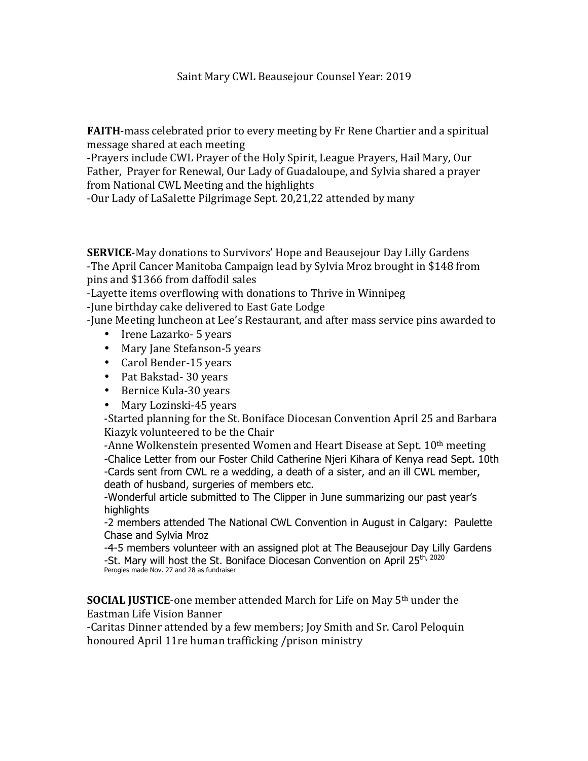Saint Mary CWL Beausejour Counsel Year: 2019

**FAITH**-mass celebrated prior to every meeting by Fr Rene Chartier and a spiritual message shared at each meeting

-Prayers include CWL Prayer of the Holy Spirit, League Prayers, Hail Mary, Our Father, Prayer for Renewal, Our Lady of Guadaloupe, and Sylvia shared a prayer from National CWL Meeting and the highlights

-Our Lady of LaSalette Pilgrimage Sept. 20,21,22 attended by many

**SERVICE**-May donations to Survivors' Hope and Beausejour Day Lilly Gardens

-The April Cancer Manitoba Campaign lead by Sylvia Mroz brought in $148 from pins and $1366 from daffodil sales

-Layette items overflowing with donations to Thrive in Winnipeg

-June birthday cake delivered to East Gate Lodge

-June Meeting luncheon at Lee's Restaurant, and after mass service pins awarded to

- Irene Lazarko- 5 years
- Mary Jane Stefanson-5 years
- Carol Bender-15 years
- Pat Bakstad- 30 years
- Bernice Kula-30 years
- Mary Lozinski-45 years

-Started planning for the St. Boniface Diocesan Convention April 25 and Barbara Kiazyk volunteered to be the Chair

-Anne Wolkenstein presented Women and Heart Disease at Sept. 10th meeting

-Chalice Letter from our Foster Child Catherine Njeri Kihara of Kenya read Sept. 10th

-Cards sent from CWL re a wedding, a death of a sister, and an ill CWL member, death of husband, surgeries of members etc.

-Wonderful article submitted to The Clipper in June summarizing our past year's highlights

-2 members attended The National CWL Convention in August in Calgary: Paulette Chase and Sylvia Mroz

-4-5 members volunteer with an assigned plot at The Beausejour Day Lilly Gardens

-St. Mary will host the St. Boniface Diocesan Convention on April 25th, 2020

Perogies made Nov. 27 and 28 as fundraiser

**SOCIAL JUSTICE**-one member attended March for Life on May 5th under the Eastman Life Vision Banner

-Caritas Dinner attended by a few members; Joy Smith and Sr. Carol Peloquin honoured April 11re human trafficking /prison ministry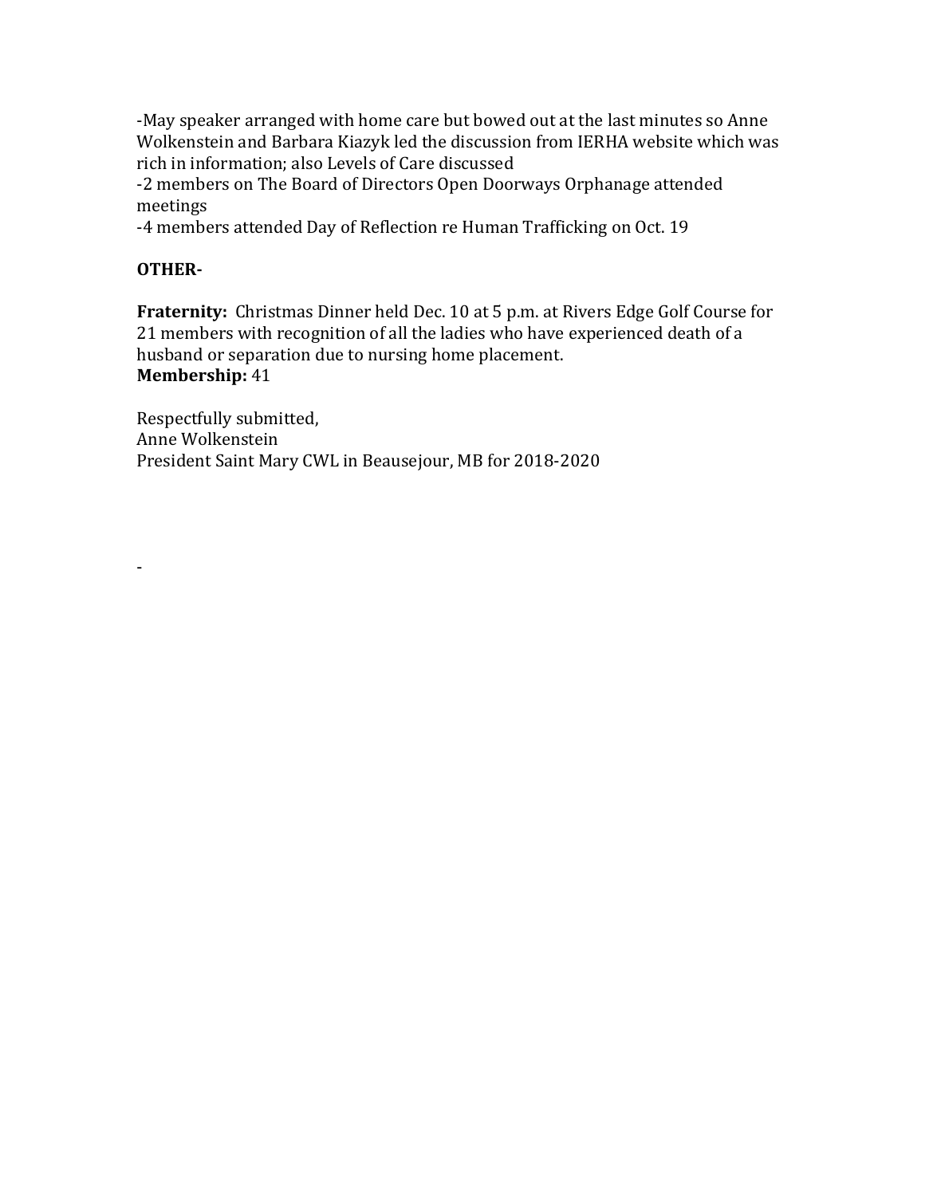-May speaker arranged with home care but bowed out at the last minutes so Anne Wolkenstein and Barbara Kiazyk led the discussion from IERHA website which was rich in information; also Levels of Care discussed
-2 members on The Board of Directors Open Doorways Orphanage attended meetings
-4 members attended Day of Reflection re Human Trafficking on Oct. 19

**OTHER-**

**Fraternity:** Christmas Dinner held Dec. 10 at 5 p.m. at Rivers Edge Golf Course for 21 members with recognition of all the ladies who have experienced death of a husband or separation due to nursing home placement.
**Membership:** 41

Respectfully submitted,
Anne Wolkenstein
President Saint Mary CWL in Beausejour, MB for 2018-2020

-